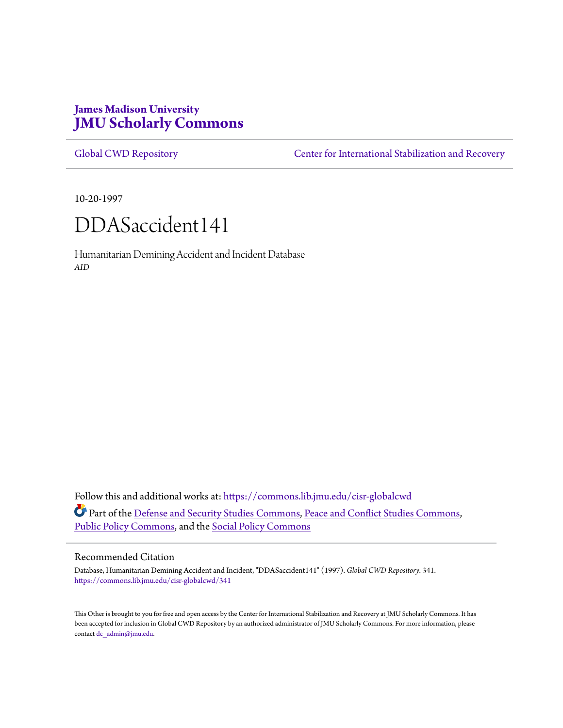**James Madison University**
# JMU Scholarly Commons

Global CWD Repository | Center for International Stabilization and Recovery

10-20-1997

# DDASaccident141

Humanitarian Demining Accident and Incident Database
*AID*

Follow this and additional works at: https://commons.lib.jmu.edu/cisr-globalcwd

Part of the Defense and Security Studies Commons, Peace and Conflict Studies Commons, Public Policy Commons, and the Social Policy Commons

## Recommended Citation

Database, Humanitarian Demining Accident and Incident, "DDASaccident141" (1997). *Global CWD Repository*. 341.
https://commons.lib.jmu.edu/cisr-globalcwd/341

This Other is brought to you for free and open access by the Center for International Stabilization and Recovery at JMU Scholarly Commons. It has been accepted for inclusion in Global CWD Repository by an authorized administrator of JMU Scholarly Commons. For more information, please contact dc_admin@jmu.edu.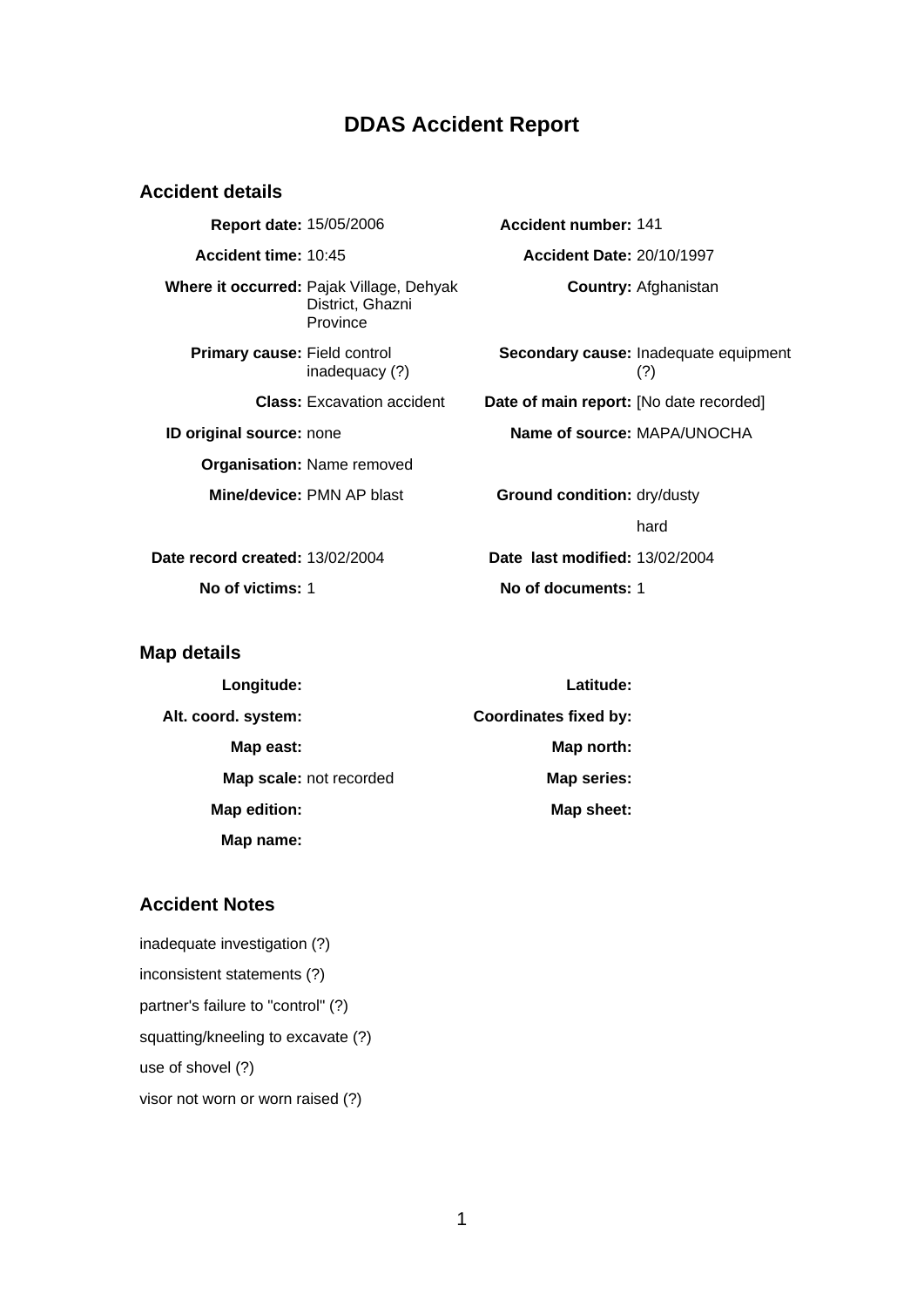# DDAS Accident Report

## Accident details

| | | | |
|---|---|---|---|
| **Report date:** | 15/05/2006 | **Accident number:** | 141 |
| **Accident time:** | 10:45 | **Accident Date:** | 20/10/1997 |
| **Where it occurred:** | Pajak Village, Dehyak District, Ghazni Province | **Country:** | Afghanistan |
| **Primary cause:** | Field control inadequacy (?) | **Secondary cause:** | Inadequate equipment (?) |
| **Class:** | Excavation accident | **Date of main report:** | [No date recorded] |
| **ID original source:** | none | **Name of source:** | MAPA/UNOCHA |
| **Organisation:** | Name removed | | |
| **Mine/device:** | PMN AP blast | **Ground condition:** | dry/dusty<br>hard |
| **Date record created:** | 13/02/2004 | **Date last modified:** | 13/02/2004 |
| **No of victims:** | 1 | **No of documents:** | 1 |

## Map details

| | | | |
|---|---|---|---|
| **Longitude:** | | **Latitude:** | |
| **Alt. coord. system:** | | **Coordinates fixed by:** | |
| **Map east:** | | **Map north:** | |
| **Map scale:** | not recorded | **Map series:** | |
| **Map edition:** | | **Map sheet:** | |
| **Map name:** | | | |

## Accident Notes

inadequate investigation (?)

inconsistent statements (?)

partner's failure to "control" (?)

squatting/kneeling to excavate (?)

use of shovel (?)

visor not worn or worn raised (?)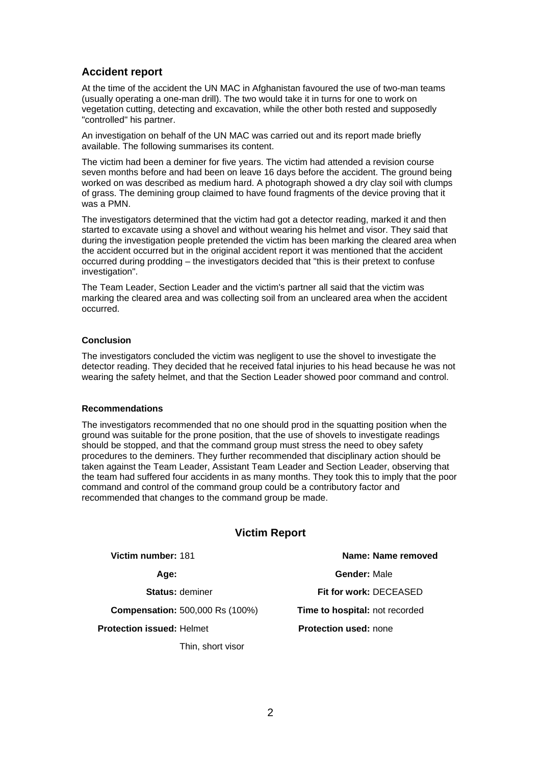## Accident report

At the time of the accident the UN MAC in Afghanistan favoured the use of two-man teams (usually operating a one-man drill). The two would take it in turns for one to work on vegetation cutting, detecting and excavation, while the other both rested and supposedly "controlled" his partner.

An investigation on behalf of the UN MAC was carried out and its report made briefly available. The following summarises its content.

The victim had been a deminer for five years. The victim had attended a revision course seven months before and had been on leave 16 days before the accident. The ground being worked on was described as medium hard. A photograph showed a dry clay soil with clumps of grass. The demining group claimed to have found fragments of the device proving that it was a PMN.

The investigators determined that the victim had got a detector reading, marked it and then started to excavate using a shovel and without wearing his helmet and visor. They said that during the investigation people pretended the victim has been marking the cleared area when the accident occurred but in the original accident report it was mentioned that the accident occurred during prodding – the investigators decided that "this is their pretext to confuse investigation".

The Team Leader, Section Leader and the victim's partner all said that the victim was marking the cleared area and was collecting soil from an uncleared area when the accident occurred.

#### Conclusion

The investigators concluded the victim was negligent to use the shovel to investigate the detector reading. They decided that he received fatal injuries to his head because he was not wearing the safety helmet, and that the Section Leader showed poor command and control.

#### Recommendations

The investigators recommended that no one should prod in the squatting position when the ground was suitable for the prone position, that the use of shovels to investigate readings should be stopped, and that the command group must stress the need to obey safety procedures to the deminers. They further recommended that disciplinary action should be taken against the Team Leader, Assistant Team Leader and Section Leader, observing that the team had suffered four accidents in as many months. They took this to imply that the poor command and control of the command group could be a contributory factor and recommended that changes to the command group be made.

## Victim Report

| | | | |
|---|---|---|---|
| **Victim number:** | 181 | **Name:** | Name removed |
| **Age:** | | **Gender:** | Male |
| **Status:** | deminer | **Fit for work:** | DECEASED |
| **Compensation:** | 500,000 Rs (100%) | **Time to hospital:** | not recorded |
| **Protection issued:** | Helmet<br>Thin, short visor | **Protection used:** | none |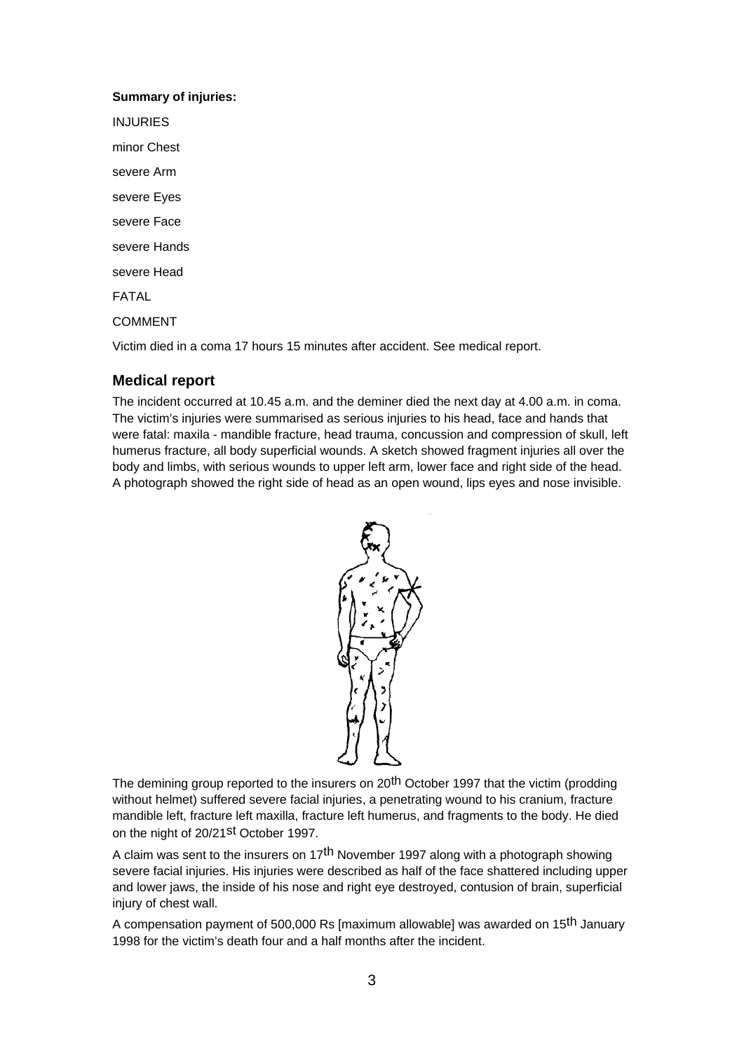**Summary of injuries:**

INJURIES

minor Chest

severe Arm

severe Eyes

severe Face

severe Hands

severe Head

FATAL

COMMENT

Victim died in a coma 17 hours 15 minutes after accident. See medical report.

## Medical report

The incident occurred at 10.45 a.m. and the deminer died the next day at 4.00 a.m. in coma. The victim's injuries were summarised as serious injuries to his head, face and hands that were fatal: maxila - mandible fracture, head trauma, concussion and compression of skull, left humerus fracture, all body superficial wounds. A sketch showed fragment injuries all over the body and limbs, with serious wounds to upper left arm, lower face and right side of the head. A photograph showed the right side of head as an open wound, lips eyes and nose invisible.

The demining group reported to the insurers on 20th October 1997 that the victim (prodding without helmet) suffered severe facial injuries, a penetrating wound to his cranium, fracture mandible left, fracture left maxilla, fracture left humerus, and fragments to the body. He died on the night of 20/21st October 1997.

A claim was sent to the insurers on 17th November 1997 along with a photograph showing severe facial injuries. His injuries were described as half of the face shattered including upper and lower jaws, the inside of his nose and right eye destroyed, contusion of brain, superficial injury of chest wall.

A compensation payment of 500,000 Rs [maximum allowable] was awarded on 15th January 1998 for the victim's death four and a half months after the incident.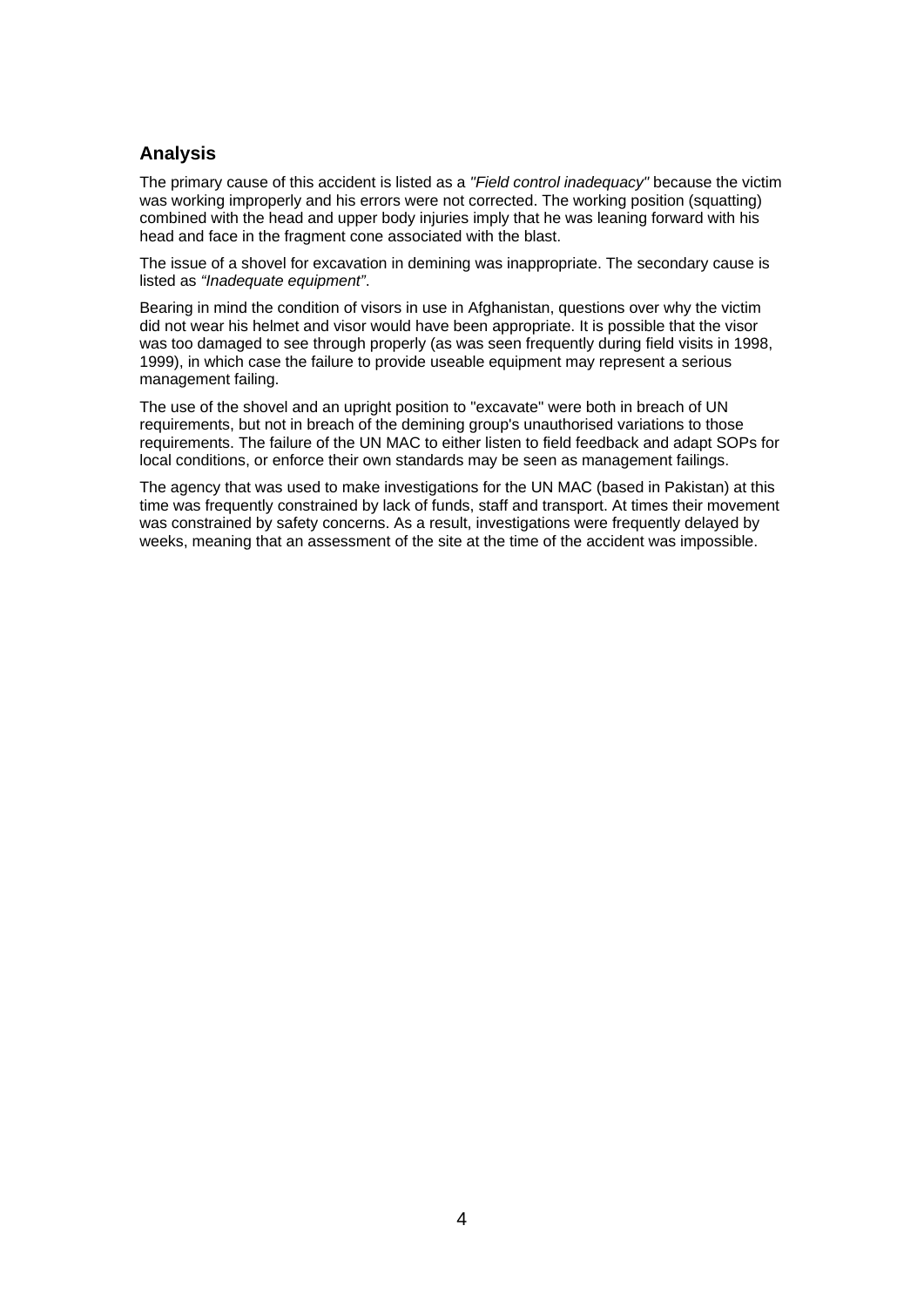## Analysis

The primary cause of this accident is listed as a *"Field control inadequacy"* because the victim was working improperly and his errors were not corrected. The working position (squatting) combined with the head and upper body injuries imply that he was leaning forward with his head and face in the fragment cone associated with the blast.

The issue of a shovel for excavation in demining was inappropriate. The secondary cause is listed as *"Inadequate equipment"*.

Bearing in mind the condition of visors in use in Afghanistan, questions over why the victim did not wear his helmet and visor would have been appropriate. It is possible that the visor was too damaged to see through properly (as was seen frequently during field visits in 1998, 1999), in which case the failure to provide useable equipment may represent a serious management failing.

The use of the shovel and an upright position to "excavate" were both in breach of UN requirements, but not in breach of the demining group's unauthorised variations to those requirements. The failure of the UN MAC to either listen to field feedback and adapt SOPs for local conditions, or enforce their own standards may be seen as management failings.

The agency that was used to make investigations for the UN MAC (based in Pakistan) at this time was frequently constrained by lack of funds, staff and transport. At times their movement was constrained by safety concerns. As a result, investigations were frequently delayed by weeks, meaning that an assessment of the site at the time of the accident was impossible.